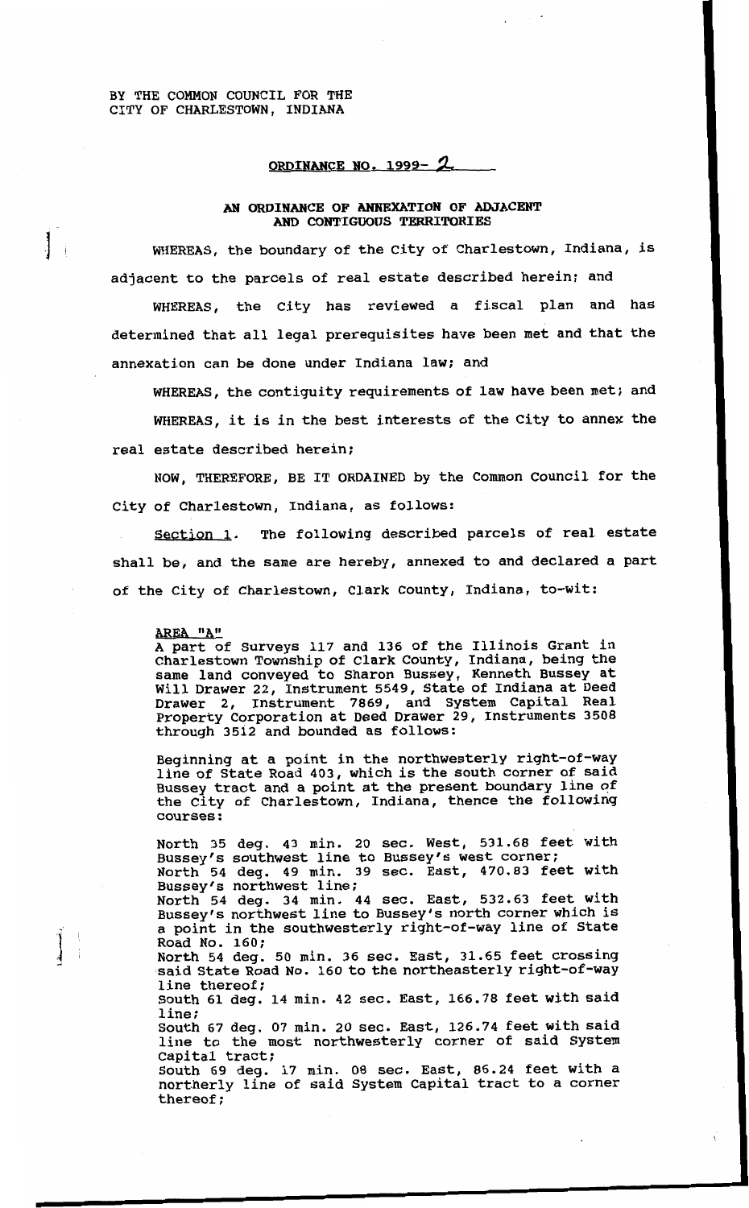BY THE COMMON COUNCIL FOR THE
CITY OF CHARLESTOWN, INDIANA

## ORDINANCE NO. 1999- 2

### AN ORDINANCE OF ANNEXATION OF ADJACENT AND CONTIGUOUS TERRITORIES

WHEREAS, the boundary of the City of Charlestown, Indiana, is adjacent to the parcels of real estate described herein; and

WHEREAS, the City has reviewed a fiscal plan and has determined that all legal prerequisites have been met and that the annexation can be done under Indiana law; and

WHEREAS, the contiguity requirements of law have been met; and

WHEREAS, it is in the best interests of the City to annex the real estate described herein;

NOW, THEREFORE, BE IT ORDAINED by the Common Council for the City of Charlestown, Indiana, as follows:

Section 1. The following described parcels of real estate shall be, and the same are hereby, annexed to and declared a part of the City of Charlestown, Clark County, Indiana, to-wit:

AREA "A"
A part of Surveys 117 and 136 of the Illinois Grant in Charlestown Township of Clark County, Indiana, being the same land conveyed to Sharon Bussey, Kenneth Bussey at Will Drawer 22, Instrument 5549, State of Indiana at Deed Drawer 2, Instrument 7869, and System Capital Real Property Corporation at Deed Drawer 29, Instruments 3508 through 3512 and bounded as follows:

Beginning at a point in the northwesterly right-of-way line of State Road 403, which is the south corner of said Bussey tract and a point at the present boundary line of the City of Charlestown, Indiana, thence the following courses:

North 35 deg. 43 min. 20 sec. West, 531.68 feet with Bussey's southwest line to Bussey's west corner;
North 54 deg. 49 min. 39 sec. East, 470.83 feet with Bussey's northwest line;
North 54 deg. 34 min. 44 sec. East, 532.63 feet with Bussey's northwest line to Bussey's north corner which is a point in the southwesterly right-of-way line of State Road No. 160;
North 54 deg. 50 min. 36 sec. East, 31.65 feet crossing said State Road No. 160 to the northeasterly right-of-way line thereof;
South 61 deg. 14 min. 42 sec. East, 166.78 feet with said line;
South 67 deg. 07 min. 20 sec. East, 126.74 feet with said line to the most northwesterly corner of said System Capital tract;
South 69 deg. 17 min. 08 sec. East, 86.24 feet with a northerly line of said System Capital tract to a corner thereof;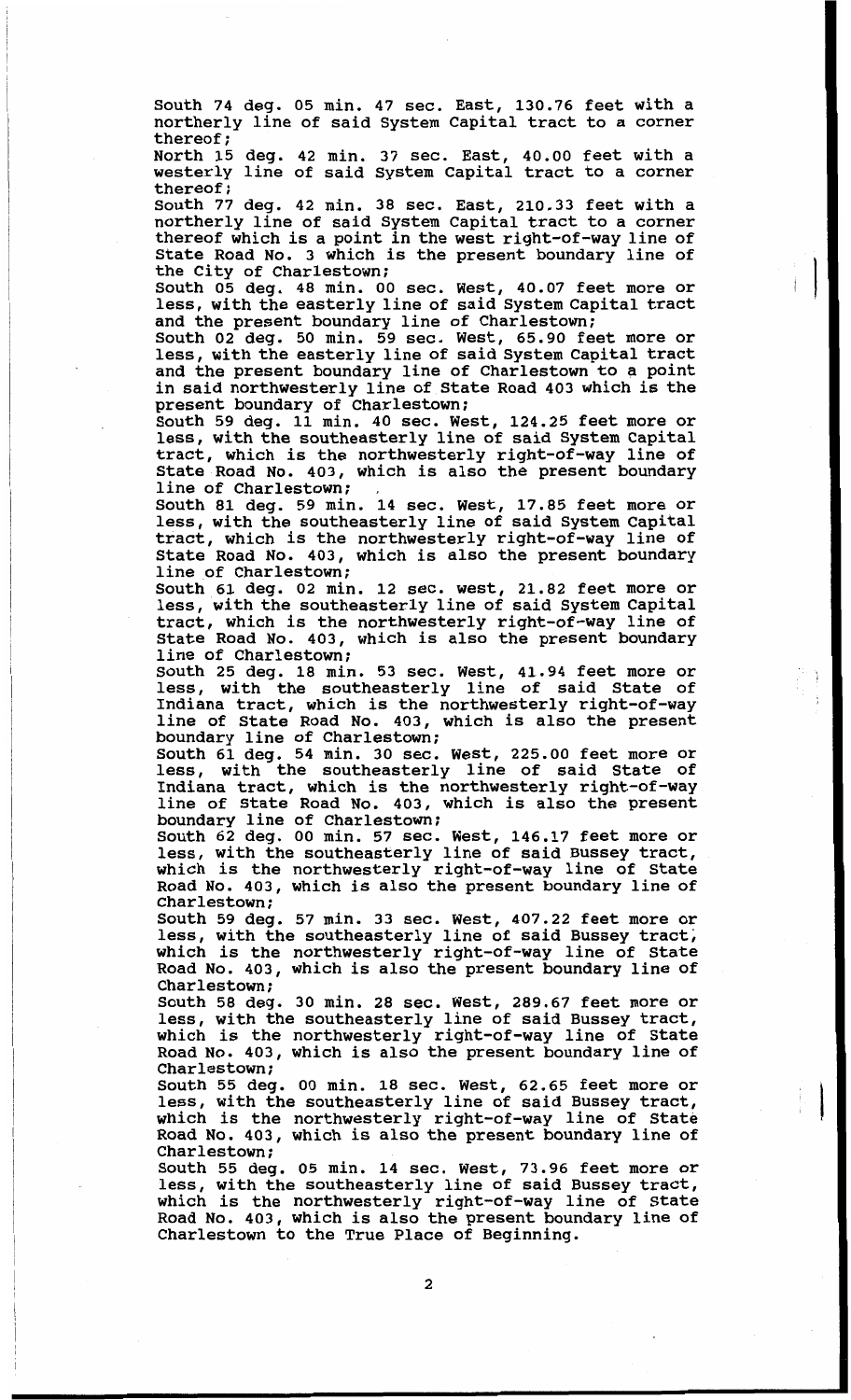South 74 deg. 05 min. 47 sec. East, 130.76 feet with a northerly line of said System Capital tract to a corner thereof;

North 15 deg. 42 min. 37 sec. East, 40.00 feet with a westerly line of said System Capital tract to a corner thereof;

South 77 deg. 42 min. 38 sec. East, 210.33 feet with a northerly line of said System Capital tract to a corner thereof which is a point in the west right-of-way line of State Road No. 3 which is the present boundary line of the City of Charlestown;

South 05 deg. 48 min. 00 sec. West, 40.07 feet more or less, with the easterly line of said System Capital tract and the present boundary line of Charlestown;

South 02 deg. 50 min. 59 sec. West, 65.90 feet more or less, with the easterly line of said System Capital tract and the present boundary line of Charlestown to a point in said northwesterly line of State Road 403 which is the present boundary of Charlestown;

South 59 deg. 11 min. 40 sec. West, 124.25 feet more or less, with the southeasterly line of said System Capital tract, which is the northwesterly right-of-way line of State Road No. 403, which is also the present boundary line of Charlestown;

South 81 deg. 59 min. 14 sec. West, 17.85 feet more or less, with the southeasterly line of said System Capital tract, which is the northwesterly right-of-way line of State Road No. 403, which is also the present boundary line of Charlestown;

South 61 deg. 02 min. 12 sec. west, 21.82 feet more or less, with the southeasterly line of said System Capital tract, which is the northwesterly right-of-way line of State Road No. 403, which is also the present boundary line of Charlestown;

South 25 deg. 18 min. 53 sec. West, 41.94 feet more or less, with the southeasterly line of said State of Indiana tract, which is the northwesterly right-of-way line of State Road No. 403, which is also the present boundary line of Charlestown;

South 61 deg. 54 min. 30 sec. West, 225.00 feet more or less, with the southeasterly line of said State of Indiana tract, which is the northwesterly right-of-way line of State Road No. 403, which is also the present boundary line of Charlestown;

South 62 deg. 00 min. 57 sec. West, 146.17 feet more or less, with the southeasterly line of said Bussey tract, which is the northwesterly right-of-way line of State Road No. 403, which is also the present boundary line of Charlestown;

South 59 deg. 57 min. 33 sec. West, 407.22 feet more or less, with the southeasterly line of said Bussey tract, which is the northwesterly right-of-way line of State Road No. 403, which is also the present boundary line of Charlestown;

South 58 deg. 30 min. 28 sec. West, 289.67 feet more or less, with the southeasterly line of said Bussey tract, which is the northwesterly right-of-way line of State Road No. 403, which is also the present boundary line of Charlestown;

South 55 deg. 00 min. 18 sec. West, 62.65 feet more or less, with the southeasterly line of said Bussey tract, which is the northwesterly right-of-way line of State Road No. 403, which is also the present boundary line of Charlestown;

South 55 deg. 05 min. 14 sec. West, 73.96 feet more or less, with the southeasterly line of said Bussey tract, which is the northwesterly right-of-way line of State Road No. 403, which is also the present boundary line of Charlestown to the True Place of Beginning.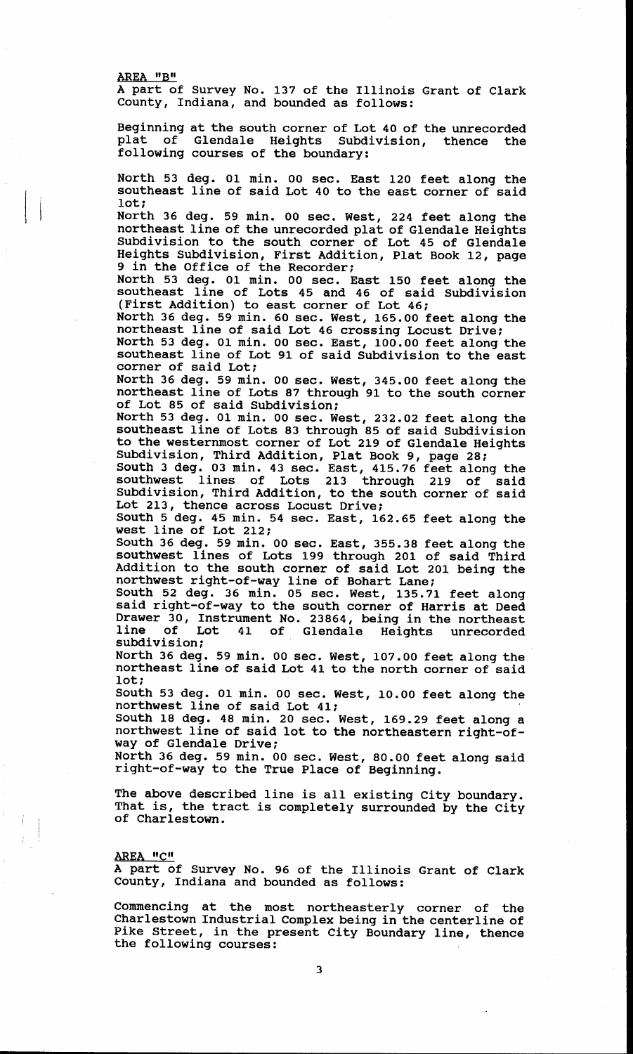AREA "B"

A part of Survey No. 137 of the Illinois Grant of Clark County, Indiana, and bounded as follows:

Beginning at the south corner of Lot 40 of the unrecorded plat of Glendale Heights Subdivision, thence the following courses of the boundary:

North 53 deg. 01 min. 00 sec. East 120 feet along the southeast line of said Lot 40 to the east corner of said lot;
North 36 deg. 59 min. 00 sec. West, 224 feet along the northeast line of the unrecorded plat of Glendale Heights Subdivision to the south corner of Lot 45 of Glendale Heights Subdivision, First Addition, Plat Book 12, page 9 in the Office of the Recorder;
North 53 deg. 01 min. 00 sec. East 150 feet along the southeast line of Lots 45 and 46 of said Subdivision (First Addition) to east corner of Lot 46;
North 36 deg. 59 min. 60 sec. West, 165.00 feet along the northeast line of said Lot 46 crossing Locust Drive;
North 53 deg. 01 min. 00 sec. East, 100.00 feet along the southeast line of Lot 91 of said Subdivision to the east corner of said Lot;
North 36 deg. 59 min. 00 sec. West, 345.00 feet along the northeast line of Lots 87 through 91 to the south corner of Lot 85 of said Subdivision;
North 53 deg. 01 min. 00 sec. West, 232.02 feet along the southeast line of Lots 83 through 85 of said Subdivision to the westernmost corner of Lot 219 of Glendale Heights Subdivision, Third Addition, Plat Book 9, page 28;
South 3 deg. 03 min. 43 sec. East, 415.76 feet along the southwest lines of Lots 213 through 219 of said Subdivision, Third Addition, to the south corner of said Lot 213, thence across Locust Drive;
South 5 deg. 45 min. 54 sec. East, 162.65 feet along the west line of Lot 212;
South 36 deg. 59 min. 00 sec. East, 355.38 feet along the southwest lines of Lots 199 through 201 of said Third Addition to the south corner of said Lot 201 being the northwest right-of-way line of Bohart Lane;
South 52 deg. 36 min. 05 sec. West, 135.71 feet along said right-of-way to the south corner of Harris at Deed Drawer 30, Instrument No. 23864, being in the northeast line of Lot 41 of Glendale Heights unrecorded subdivision;
North 36 deg. 59 min. 00 sec. West, 107.00 feet along the northeast line of said Lot 41 to the north corner of said lot;
South 53 deg. 01 min. 00 sec. West, 10.00 feet along the northwest line of said Lot 41;
South 18 deg. 48 min. 20 sec. West, 169.29 feet along a northwest line of said lot to the northeastern right-of-way of Glendale Drive;
North 36 deg. 59 min. 00 sec. West, 80.00 feet along said right-of-way to the True Place of Beginning.

The above described line is all existing City boundary. That is, the tract is completely surrounded by the City of Charlestown.

AREA "C"

A part of Survey No. 96 of the Illinois Grant of Clark County, Indiana and bounded as follows:

Commencing at the most northeasterly corner of the Charlestown Industrial Complex being in the centerline of Pike Street, in the present City Boundary line, thence the following courses: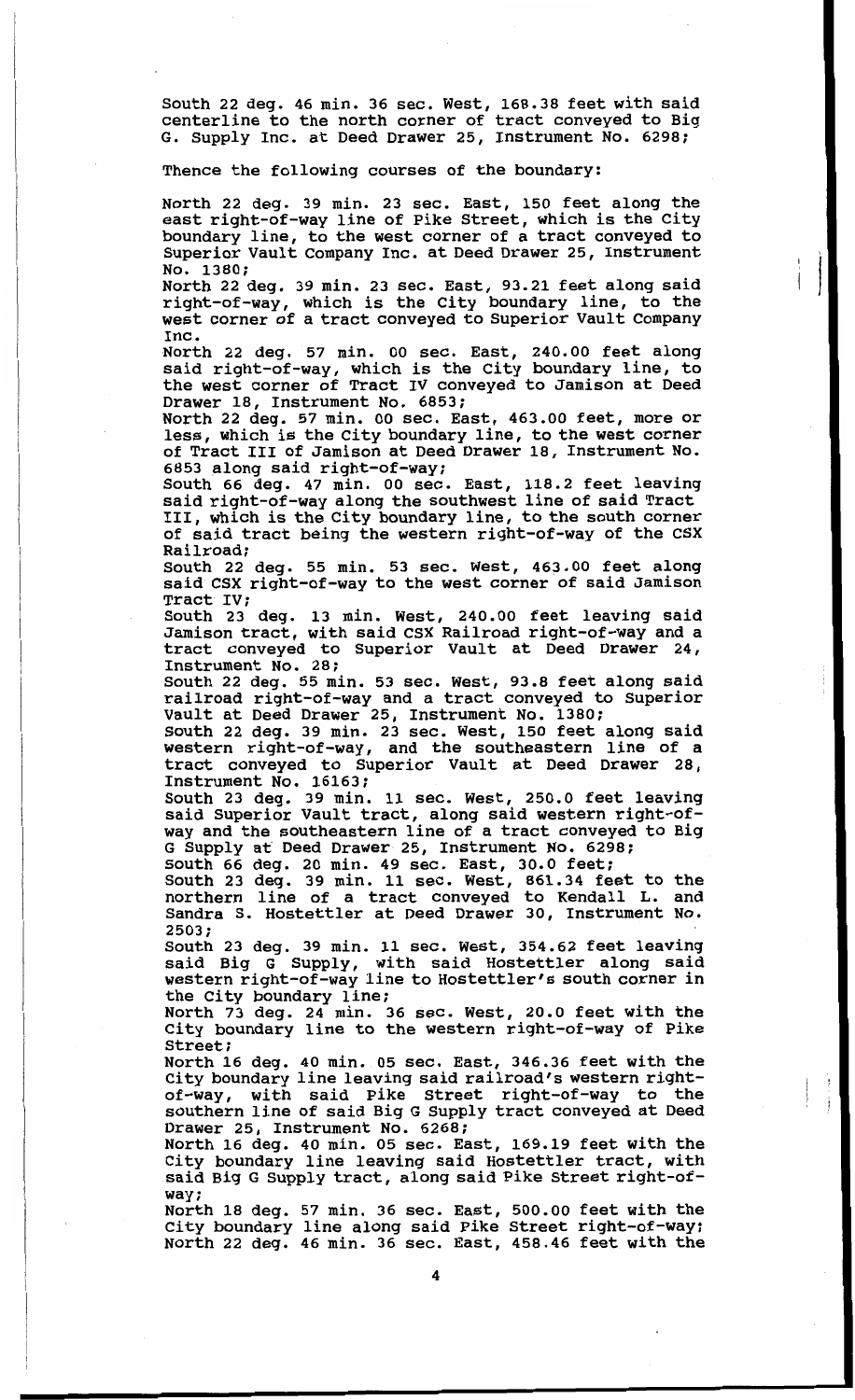South 22 deg. 46 min. 36 sec. West, 168.38 feet with said centerline to the north corner of tract conveyed to Big G. Supply Inc. at Deed Drawer 25, Instrument No. 6298;

Thence the following courses of the boundary:

North 22 deg. 39 min. 23 sec. East, 150 feet along the east right-of-way line of Pike Street, which is the City boundary line, to the west corner of a tract conveyed to Superior Vault Company Inc. at Deed Drawer 25, Instrument No. 1380;
North 22 deg. 39 min. 23 sec. East, 93.21 feet along said right-of-way, which is the City boundary line, to the west corner of a tract conveyed to Superior Vault Company Inc.
North 22 deg. 57 min. 00 sec. East, 240.00 feet along said right-of-way, which is the City boundary line, to the west corner of Tract IV conveyed to Jamison at Deed Drawer 18, Instrument No. 6853;
North 22 deg. 57 min. 00 sec. East, 463.00 feet, more or less, which is the City boundary line, to the west corner of Tract III of Jamison at Deed Drawer 18, Instrument No. 6853 along said right-of-way;
South 66 deg. 47 min. 00 sec. East, 118.2 feet leaving said right-of-way along the southwest line of said Tract III, which is the City boundary line, to the south corner of said tract being the western right-of-way of the CSX Railroad;
South 22 deg. 55 min. 53 sec. West, 463.00 feet along said CSX right-of-way to the west corner of said Jamison Tract IV;
South 23 deg. 13 min. West, 240.00 feet leaving said Jamison tract, with said CSX Railroad right-of-way and a tract conveyed to Superior Vault at Deed Drawer 24, Instrument No. 28;
South 22 deg. 55 min. 53 sec. West, 93.8 feet along said railroad right-of-way and a tract conveyed to Superior Vault at Deed Drawer 25, Instrument No. 1380;
South 22 deg. 39 min. 23 sec. West, 150 feet along said western right-of-way, and the southeastern line of a tract conveyed to Superior Vault at Deed Drawer 28, Instrument No. 16163;
South 23 deg. 39 min. 11 sec. West, 250.0 feet leaving said Superior Vault tract, along said western right-of-way and the southeastern line of a tract conveyed to Big G Supply at Deed Drawer 25, Instrument No. 6298;
South 66 deg. 20 min. 49 sec. East, 30.0 feet;
South 23 deg. 39 min. 11 sec. West, 861.34 feet to the northern line of a tract conveyed to Kendall L. and Sandra S. Hostettler at Deed Drawer 30, Instrument No. 2503;
South 23 deg. 39 min. 11 sec. West, 354.62 feet leaving said Big G Supply, with said Hostettler along said western right-of-way line to Hostettler's south corner in the City boundary line;
North 73 deg. 24 min. 36 sec. West, 20.0 feet with the City boundary line to the western right-of-way of Pike Street;
North 16 deg. 40 min. 05 sec. East, 346.36 feet with the City boundary line leaving said railroad's western right-of-way, with said Pike Street right-of-way to the southern line of said Big G Supply tract conveyed at Deed Drawer 25, Instrument No. 6268;
North 16 deg. 40 min. 05 sec. East, 169.19 feet with the City boundary line leaving said Hostettler tract, with said Big G Supply tract, along said Pike Street right-of-way;
North 18 deg. 57 min. 36 sec. East, 500.00 feet with the City boundary line along said Pike Street right-of-way;
North 22 deg. 46 min. 36 sec. East, 458.46 feet with the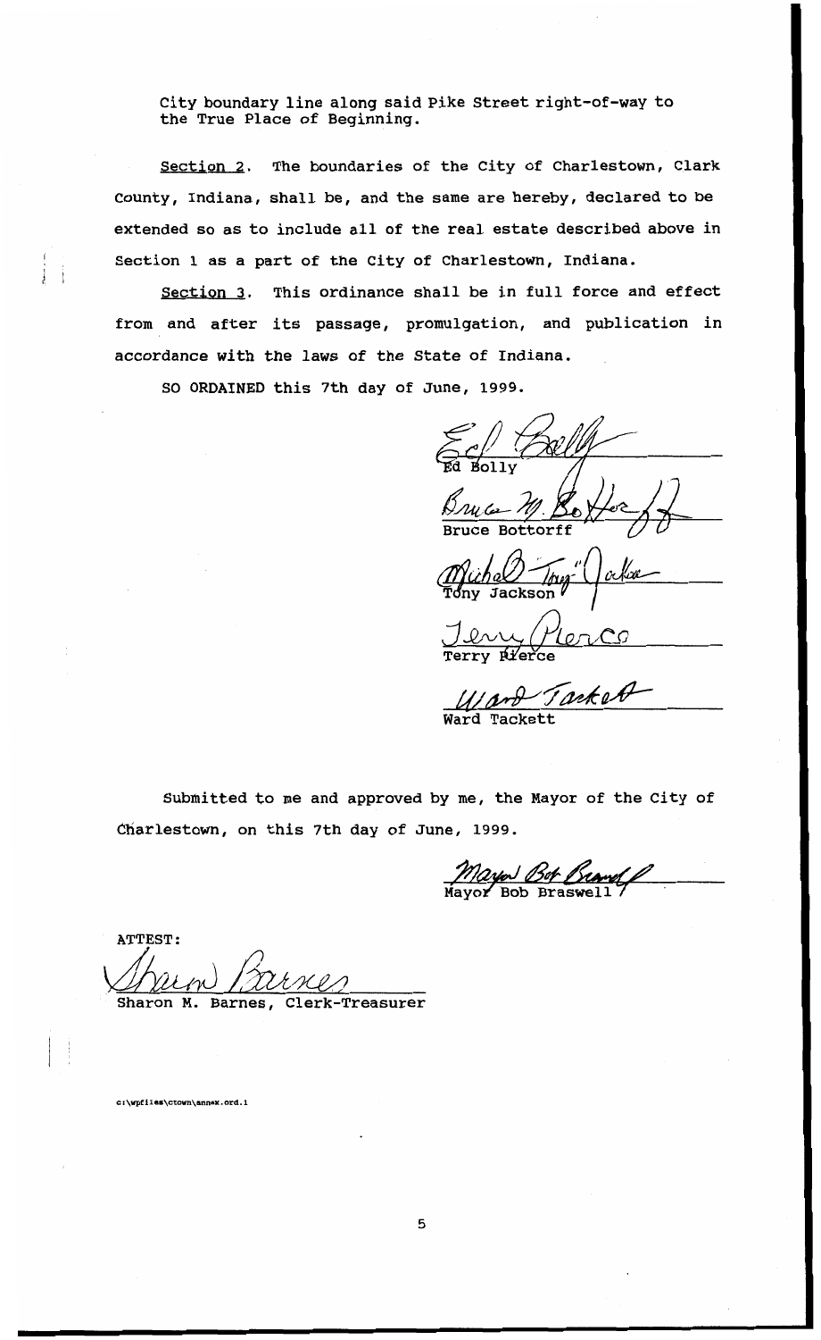City boundary line along said Pike Street right-of-way to the True Place of Beginning.

Section 2. The boundaries of the City of Charlestown, Clark County, Indiana, shall be, and the same are hereby, declared to be extended so as to include all of the real estate described above in Section 1 as a part of the City of Charlestown, Indiana.

Section 3. This ordinance shall be in full force and effect from and after its passage, promulgation, and publication in accordance with the laws of the State of Indiana.

SO ORDAINED this 7th day of June, 1999.

Ed Bolly

Bruce Bottorff

Tony Jackson

Terry Pierce

Ward Tackett

Submitted to me and approved by me, the Mayor of the City of Charlestown, on this 7th day of June, 1999.

Mayor Bob Braswell

ATTEST:

Sharon M. Barnes, Clerk-Treasurer

c:\wpfiles\ctown\annex.ord.1